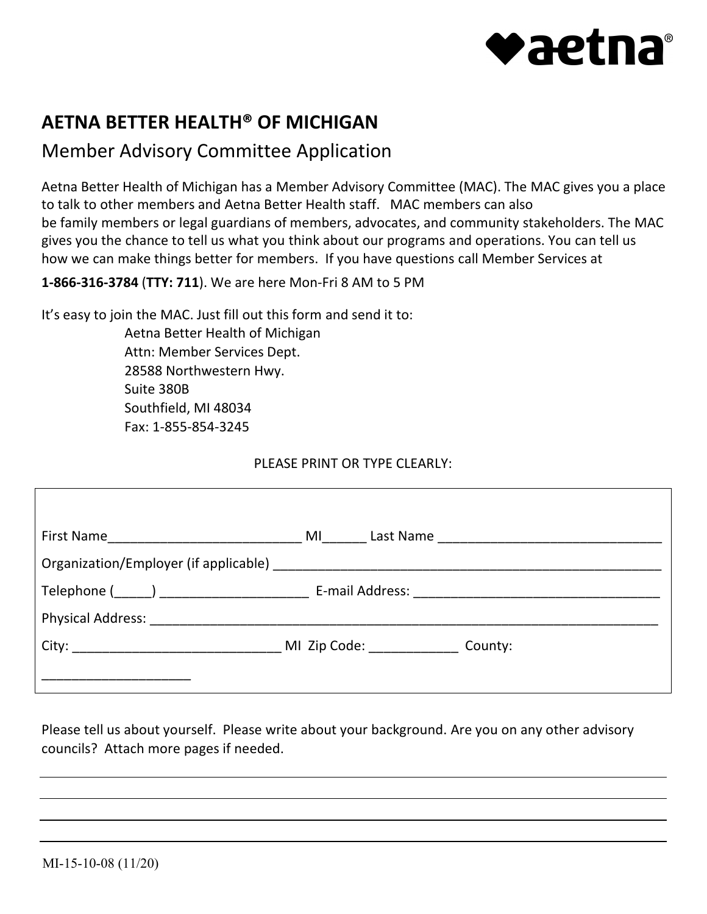# AETNA BETTER HEALTH® OF MICHIGAN

## Member Advisory Committee Application

Aetna Better Health of Michigan has a Member Advisory Committee (MAC). The MAC gives you a place to talk to other members and Aetna Better Health staff. MAC members can also be family members or legal guardians of members, advocates, and community stakeholders. The MAC gives you the chance to tell us what you think about our programs and operations. You can tell us how we can make things better for members. If you have questions call Member Services at

**1-866-316-3784** (**TTY: 711**). We are here Mon-Fri 8 AM to 5 PM

It's easy to join the MAC. Just fill out this form and send it to:

Aetna Better Health of Michigan
Attn: Member Services Dept.
28588 Northwestern Hwy.
Suite 380B
Southfield, MI 48034
Fax: 1-855-854-3245

PLEASE PRINT OR TYPE CLEARLY:

First Name__________________________ MI______ Last Name ______________________________

Organization/Employer (if applicable) ______________________________________________________

Telephone (_____) ____________________ E-mail Address: _________________________________

Physical Address: ________________________________________________________________________

City: ____________________________ MI Zip Code: ____________ County: ____________________

Please tell us about yourself. Please write about your background. Are you on any other advisory councils? Attach more pages if needed.

______________________________________________________________________________

______________________________________________________________________________

______________________________________________________________________________

______________________________________________________________________________

MI-15-10-08 (11/20)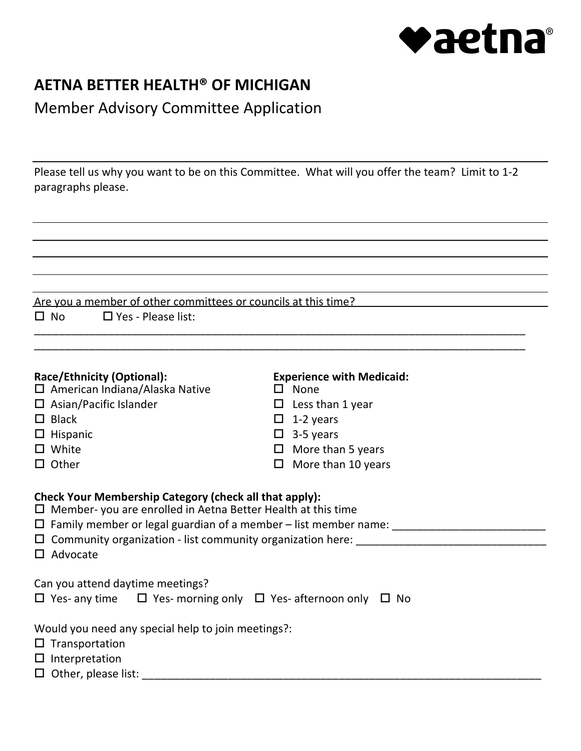# AETNA BETTER HEALTH® OF MICHIGAN

## Member Advisory Committee Application

Please tell us why you want to be on this Committee. What will you offer the team? Limit to 1-2 paragraphs please.

Are you a member of other committees or councils at this time?

- ☐ No
- ☐ Yes - Please list:

______________________________________________________________________________________

______________________________________________________________________________________

**Race/Ethnicity (Optional):**

- ☐ American Indiana/Alaska Native
- ☐ Asian/Pacific Islander
- ☐ Black
- ☐ Hispanic
- ☐ White
- ☐ Other

**Experience with Medicaid:**

- ☐ None
- ☐ Less than 1 year
- ☐ 1-2 years
- ☐ 3-5 years
- ☐ More than 5 years
- ☐ More than 10 years

**Check Your Membership Category (check all that apply):**

- ☐ Member- you are enrolled in Aetna Better Health at this time
- ☐ Family member or legal guardian of a member – list member name: _________________________
- ☐ Community organization - list community organization here: _______________________________
- ☐ Advocate

Can you attend daytime meetings?

☐ Yes- any time ☐ Yes- morning only ☐ Yes- afternoon only ☐ No

Would you need any special help to join meetings?:

- ☐ Transportation
- ☐ Interpretation
- ☐ Other, please list: _____________________________________________________________________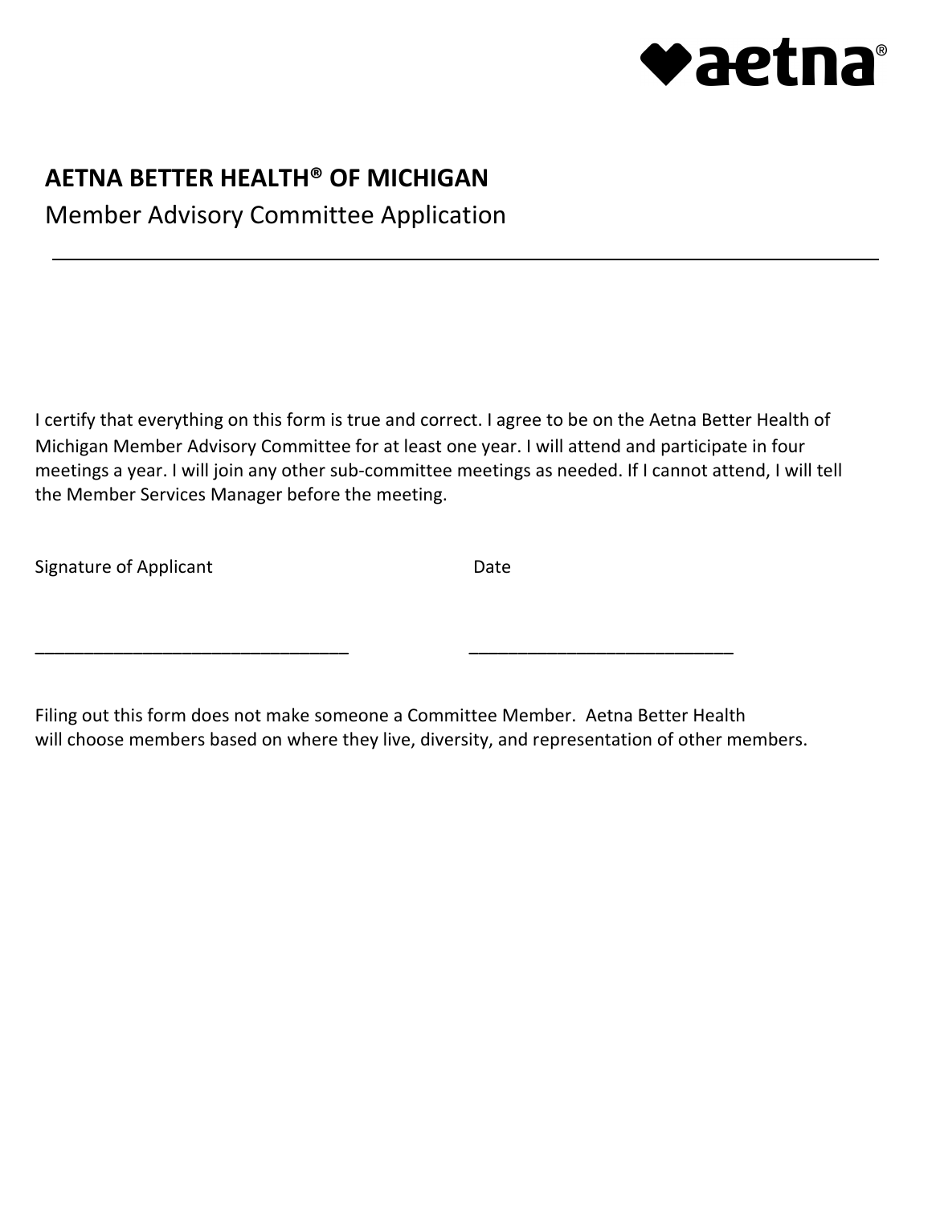## AETNA BETTER HEALTH® OF MICHIGAN

Member Advisory Committee Application

I certify that everything on this form is true and correct. I agree to be on the Aetna Better Health of Michigan Member Advisory Committee for at least one year. I will attend and participate in four meetings a year. I will join any other sub-committee meetings as needed. If I cannot attend, I will tell the Member Services Manager before the meeting.

| Signature of Applicant | Date |
| --- | --- |
| ________________________________ | ___________________________ |

Filing out this form does not make someone a Committee Member. Aetna Better Health will choose members based on where they live, diversity, and representation of other members.